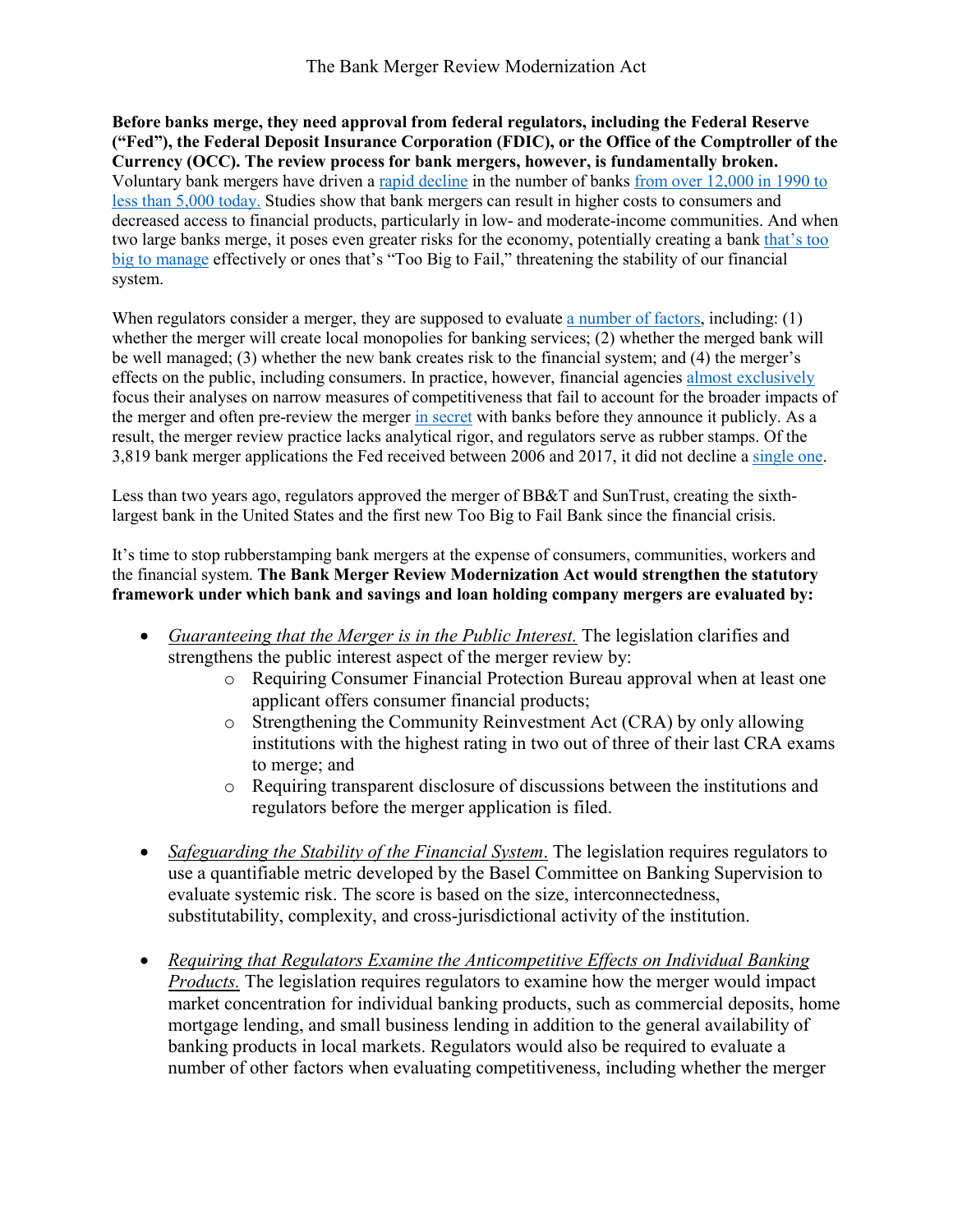# The Bank Merger Review Modernization Act

**Before banks merge, they need approval from federal regulators, including the Federal Reserve ("Fed"), the Federal Deposit Insurance Corporation (FDIC), or the Office of the Comptroller of the Currency (OCC). The review process for bank mergers, however, is fundamentally broken.** Voluntary bank mergers have driven a rapid decline in the number of banks from over 12,000 in 1990 to less than 5,000 today. Studies show that bank mergers can result in higher costs to consumers and decreased access to financial products, particularly in low- and moderate-income communities. And when two large banks merge, it poses even greater risks for the economy, potentially creating a bank that's too big to manage effectively or ones that's "Too Big to Fail," threatening the stability of our financial system.

When regulators consider a merger, they are supposed to evaluate a number of factors, including: (1) whether the merger will create local monopolies for banking services; (2) whether the merged bank will be well managed; (3) whether the new bank creates risk to the financial system; and (4) the merger's effects on the public, including consumers. In practice, however, financial agencies almost exclusively focus their analyses on narrow measures of competitiveness that fail to account for the broader impacts of the merger and often pre-review the merger in secret with banks before they announce it publicly. As a result, the merger review practice lacks analytical rigor, and regulators serve as rubber stamps. Of the 3,819 bank merger applications the Fed received between 2006 and 2017, it did not decline a single one.

Less than two years ago, regulators approved the merger of BB&T and SunTrust, creating the sixth-largest bank in the United States and the first new Too Big to Fail Bank since the financial crisis.

It's time to stop rubberstamping bank mergers at the expense of consumers, communities, workers and the financial system. **The Bank Merger Review Modernization Act would strengthen the statutory framework under which bank and savings and loan holding company mergers are evaluated by:**

- *Guaranteeing that the Merger is in the Public Interest.* The legislation clarifies and strengthens the public interest aspect of the merger review by:
  - Requiring Consumer Financial Protection Bureau approval when at least one applicant offers consumer financial products;
  - Strengthening the Community Reinvestment Act (CRA) by only allowing institutions with the highest rating in two out of three of their last CRA exams to merge; and
  - Requiring transparent disclosure of discussions between the institutions and regulators before the merger application is filed.

- *Safeguarding the Stability of the Financial System*. The legislation requires regulators to use a quantifiable metric developed by the Basel Committee on Banking Supervision to evaluate systemic risk. The score is based on the size, interconnectedness, substitutability, complexity, and cross-jurisdictional activity of the institution.

- *Requiring that Regulators Examine the Anticompetitive Effects on Individual Banking Products.* The legislation requires regulators to examine how the merger would impact market concentration for individual banking products, such as commercial deposits, home mortgage lending, and small business lending in addition to the general availability of banking products in local markets. Regulators would also be required to evaluate a number of other factors when evaluating competitiveness, including whether the merger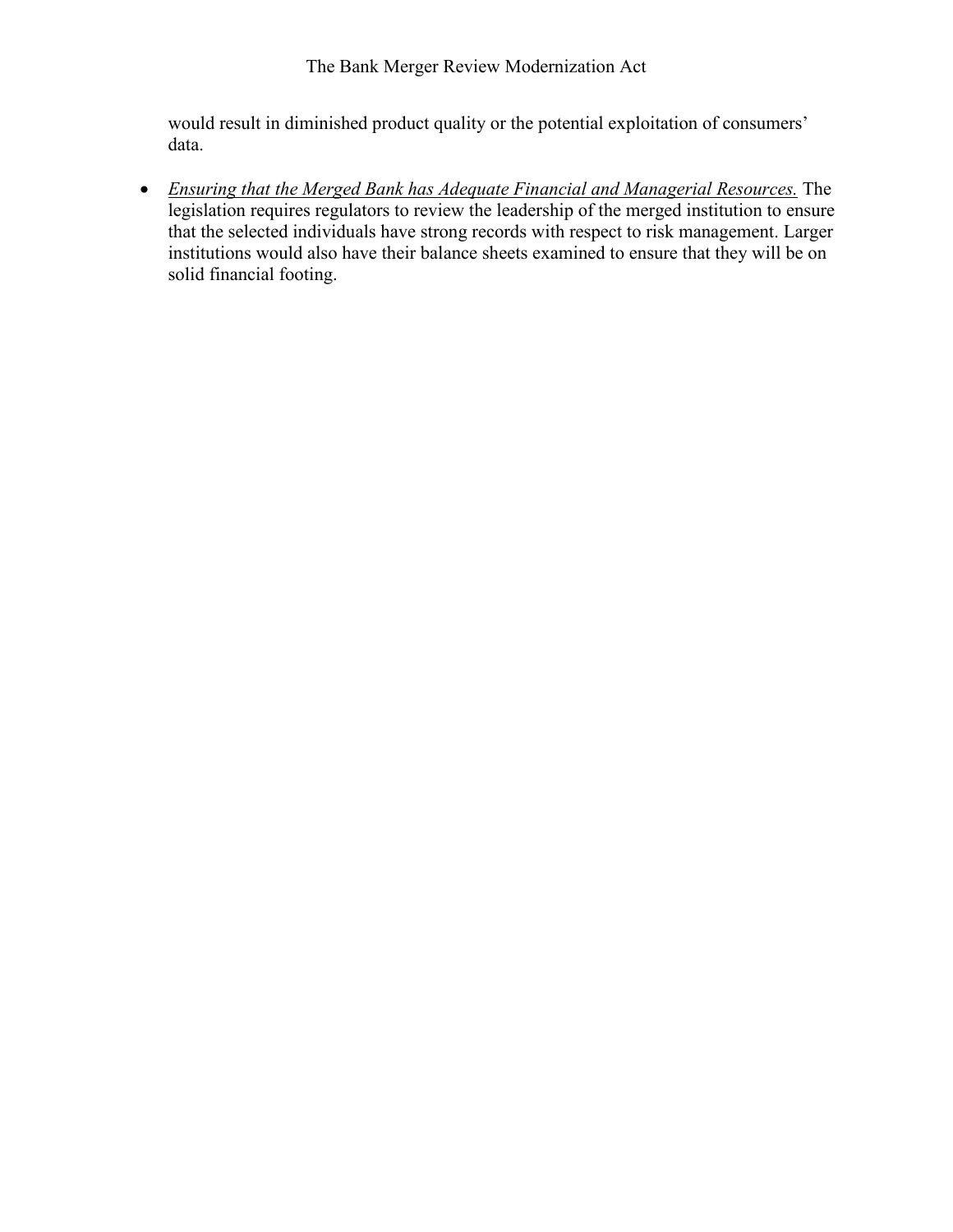would result in diminished product quality or the potential exploitation of consumers' data.

- *Ensuring that the Merged Bank has Adequate Financial and Managerial Resources.* The legislation requires regulators to review the leadership of the merged institution to ensure that the selected individuals have strong records with respect to risk management. Larger institutions would also have their balance sheets examined to ensure that they will be on solid financial footing.